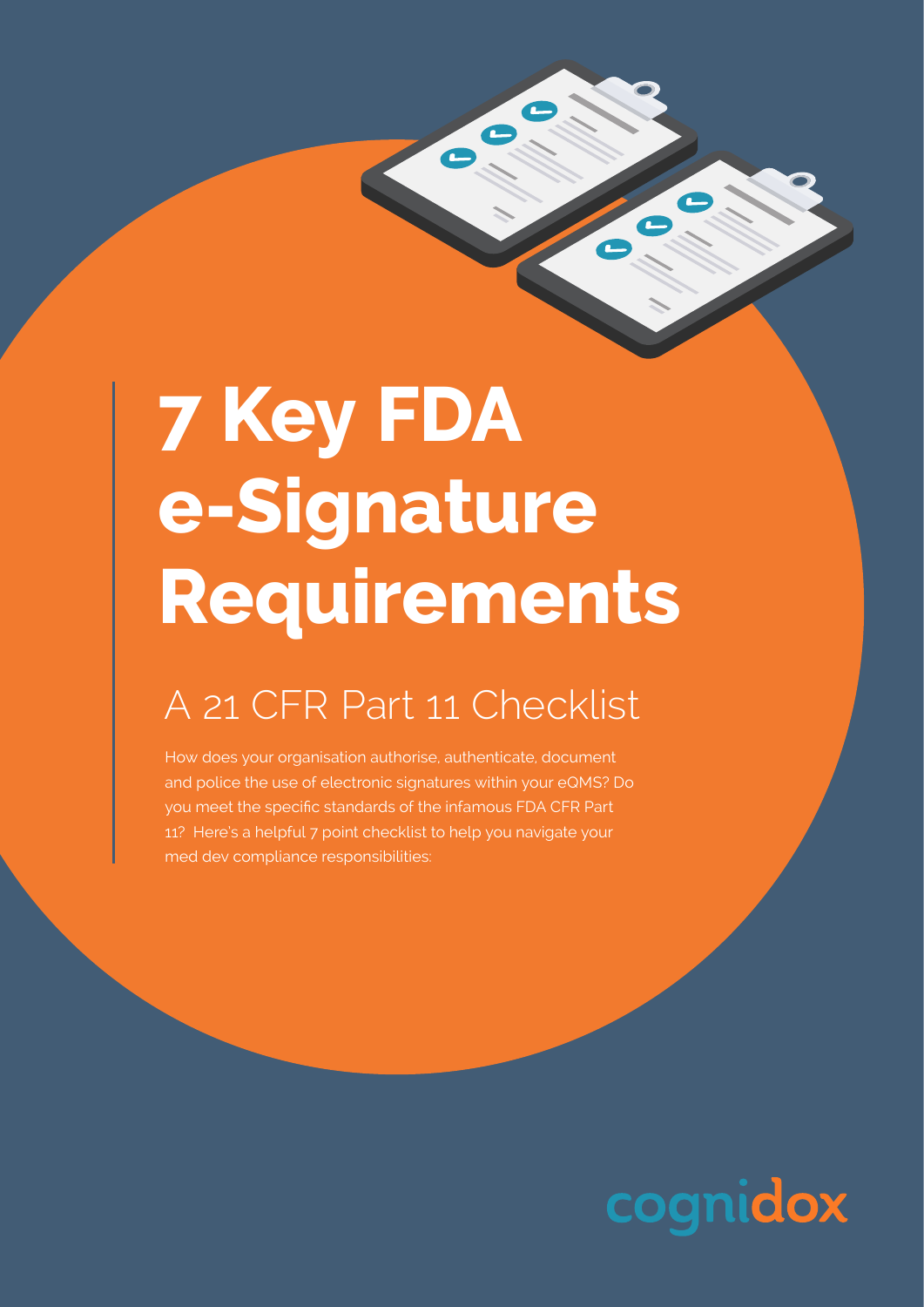# 7 Key FDA e-Signature Requirements

## A 21 CFR Part 11 Checklist

How does your organisation authorise, authenticate, document and police the use of electronic signatures within your eQMS? Do you meet the specific standards of the infamous FDA CFR Part 11? Here's a helpful 7 point checklist to help you navigate your med dev compliance responsibilities:

cognidox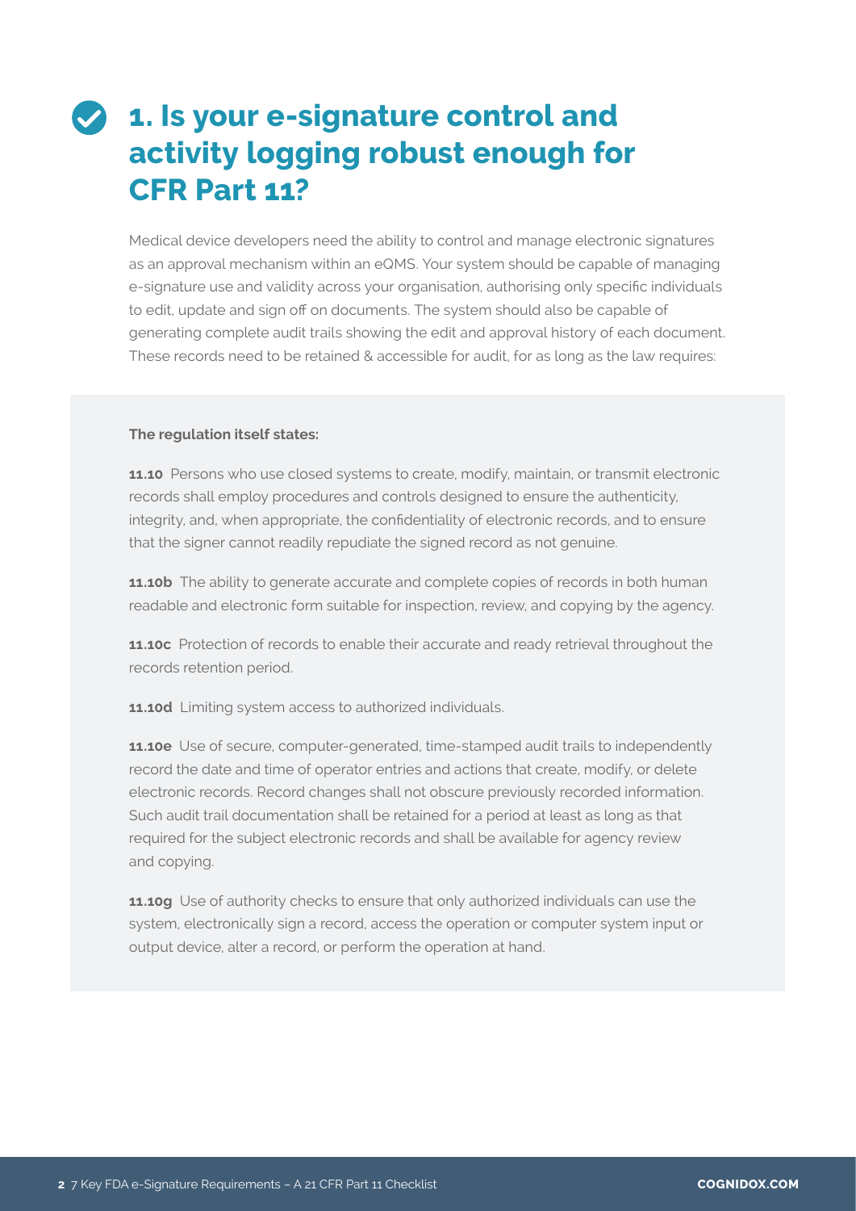## 1. Is your e-signature control and activity logging robust enough for CFR Part 11?

Medical device developers need the ability to control and manage electronic signatures as an approval mechanism within an eQMS. Your system should be capable of managing e-signature use and validity across your organisation, authorising only specific individuals to edit, update and sign off on documents. The system should also be capable of generating complete audit trails showing the edit and approval history of each document. These records need to be retained & accessible for audit, for as long as the law requires:

**The regulation itself states:**

**11.10** Persons who use closed systems to create, modify, maintain, or transmit electronic records shall employ procedures and controls designed to ensure the authenticity, integrity, and, when appropriate, the confidentiality of electronic records, and to ensure that the signer cannot readily repudiate the signed record as not genuine.

**11.10b** The ability to generate accurate and complete copies of records in both human readable and electronic form suitable for inspection, review, and copying by the agency.

**11.10c** Protection of records to enable their accurate and ready retrieval throughout the records retention period.

**11.10d** Limiting system access to authorized individuals.

**11.10e** Use of secure, computer-generated, time-stamped audit trails to independently record the date and time of operator entries and actions that create, modify, or delete electronic records. Record changes shall not obscure previously recorded information. Such audit trail documentation shall be retained for a period at least as long as that required for the subject electronic records and shall be available for agency review and copying.

**11.10g** Use of authority checks to ensure that only authorized individuals can use the system, electronically sign a record, access the operation or computer system input or output device, alter a record, or perform the operation at hand.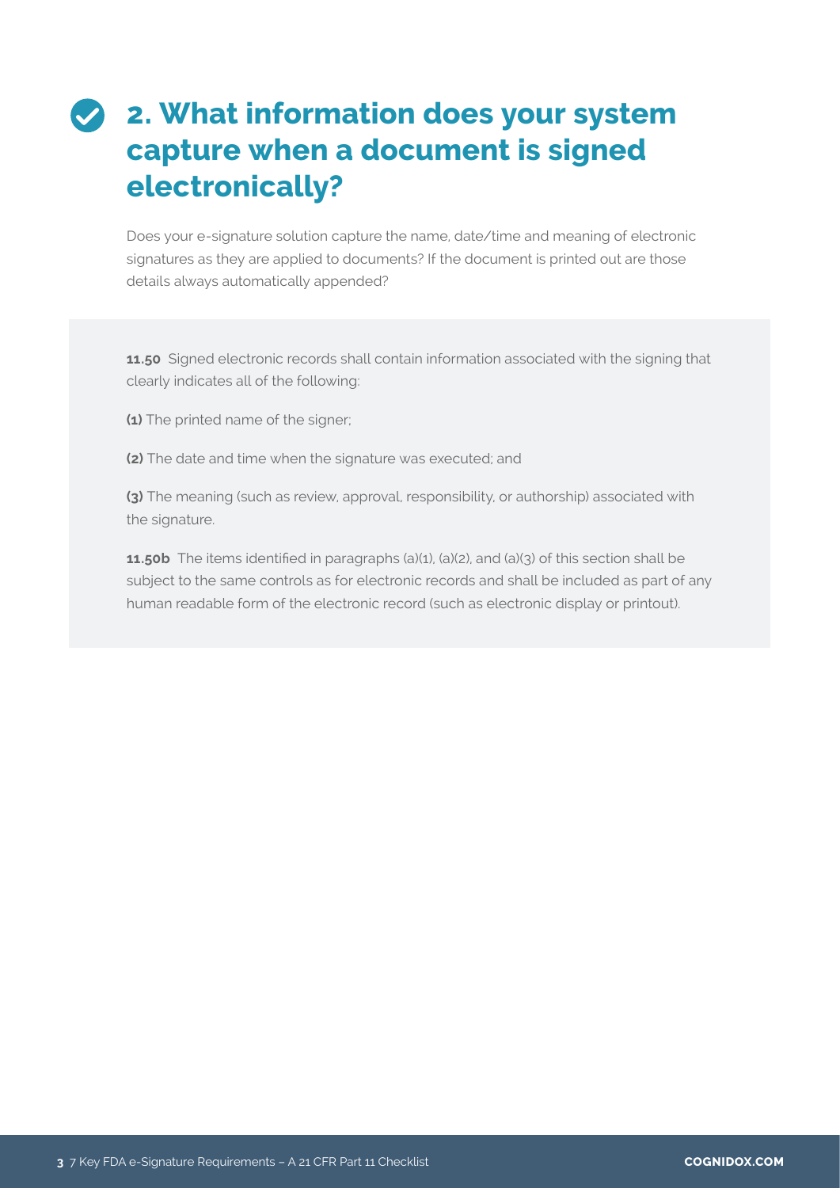## 2. What information does your system capture when a document is signed electronically?

Does your e-signature solution capture the name, date/time and meaning of electronic signatures as they are applied to documents? If the document is printed out are those details always automatically appended?

**11.50** Signed electronic records shall contain information associated with the signing that clearly indicates all of the following:

**(1)** The printed name of the signer;

**(2)** The date and time when the signature was executed; and

**(3)** The meaning (such as review, approval, responsibility, or authorship) associated with the signature.

**11.50b** The items identified in paragraphs (a)(1), (a)(2), and (a)(3) of this section shall be subject to the same controls as for electronic records and shall be included as part of any human readable form of the electronic record (such as electronic display or printout).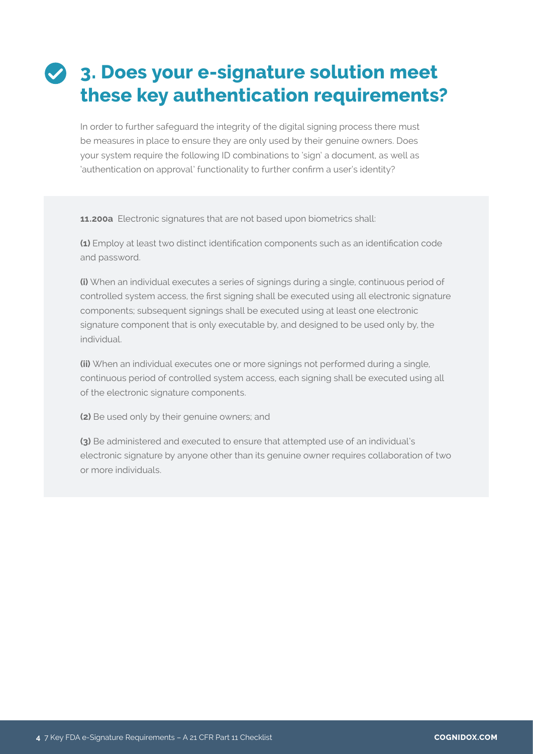## 3. Does your e-signature solution meet these key authentication requirements?

In order to further safeguard the integrity of the digital signing process there must be measures in place to ensure they are only used by their genuine owners. Does your system require the following ID combinations to 'sign' a document, as well as 'authentication on approval' functionality to further confirm a user's identity?

**11.200a** Electronic signatures that are not based upon biometrics shall:

**(1)** Employ at least two distinct identification components such as an identification code and password.

**(i)** When an individual executes a series of signings during a single, continuous period of controlled system access, the first signing shall be executed using all electronic signature components; subsequent signings shall be executed using at least one electronic signature component that is only executable by, and designed to be used only by, the individual.

**(ii)** When an individual executes one or more signings not performed during a single, continuous period of controlled system access, each signing shall be executed using all of the electronic signature components.

**(2)** Be used only by their genuine owners; and

**(3)** Be administered and executed to ensure that attempted use of an individual's electronic signature by anyone other than its genuine owner requires collaboration of two or more individuals.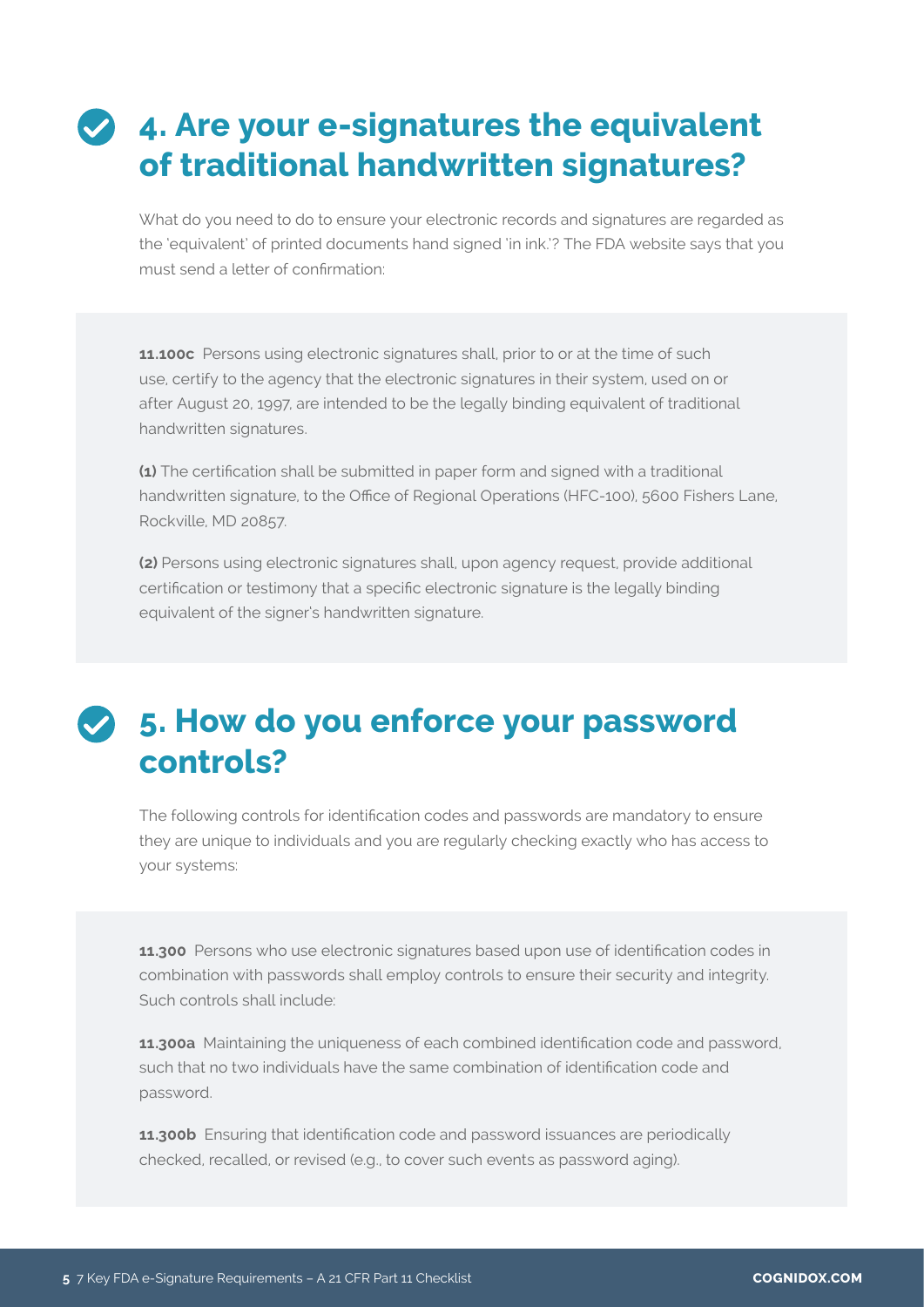## 4. Are your e-signatures the equivalent of traditional handwritten signatures?

What do you need to do to ensure your electronic records and signatures are regarded as the 'equivalent' of printed documents hand signed 'in ink.'? The FDA website says that you must send a letter of confirmation:

**11.100c** Persons using electronic signatures shall, prior to or at the time of such use, certify to the agency that the electronic signatures in their system, used on or after August 20, 1997, are intended to be the legally binding equivalent of traditional handwritten signatures.

**(1)** The certification shall be submitted in paper form and signed with a traditional handwritten signature, to the Office of Regional Operations (HFC-100), 5600 Fishers Lane, Rockville, MD 20857.

**(2)** Persons using electronic signatures shall, upon agency request, provide additional certification or testimony that a specific electronic signature is the legally binding equivalent of the signer's handwritten signature.

## 5. How do you enforce your password controls?

The following controls for identification codes and passwords are mandatory to ensure they are unique to individuals and you are regularly checking exactly who has access to your systems:

**11.300** Persons who use electronic signatures based upon use of identification codes in combination with passwords shall employ controls to ensure their security and integrity. Such controls shall include:

**11.300a** Maintaining the uniqueness of each combined identification code and password, such that no two individuals have the same combination of identification code and password.

**11.300b** Ensuring that identification code and password issuances are periodically checked, recalled, or revised (e.g., to cover such events as password aging).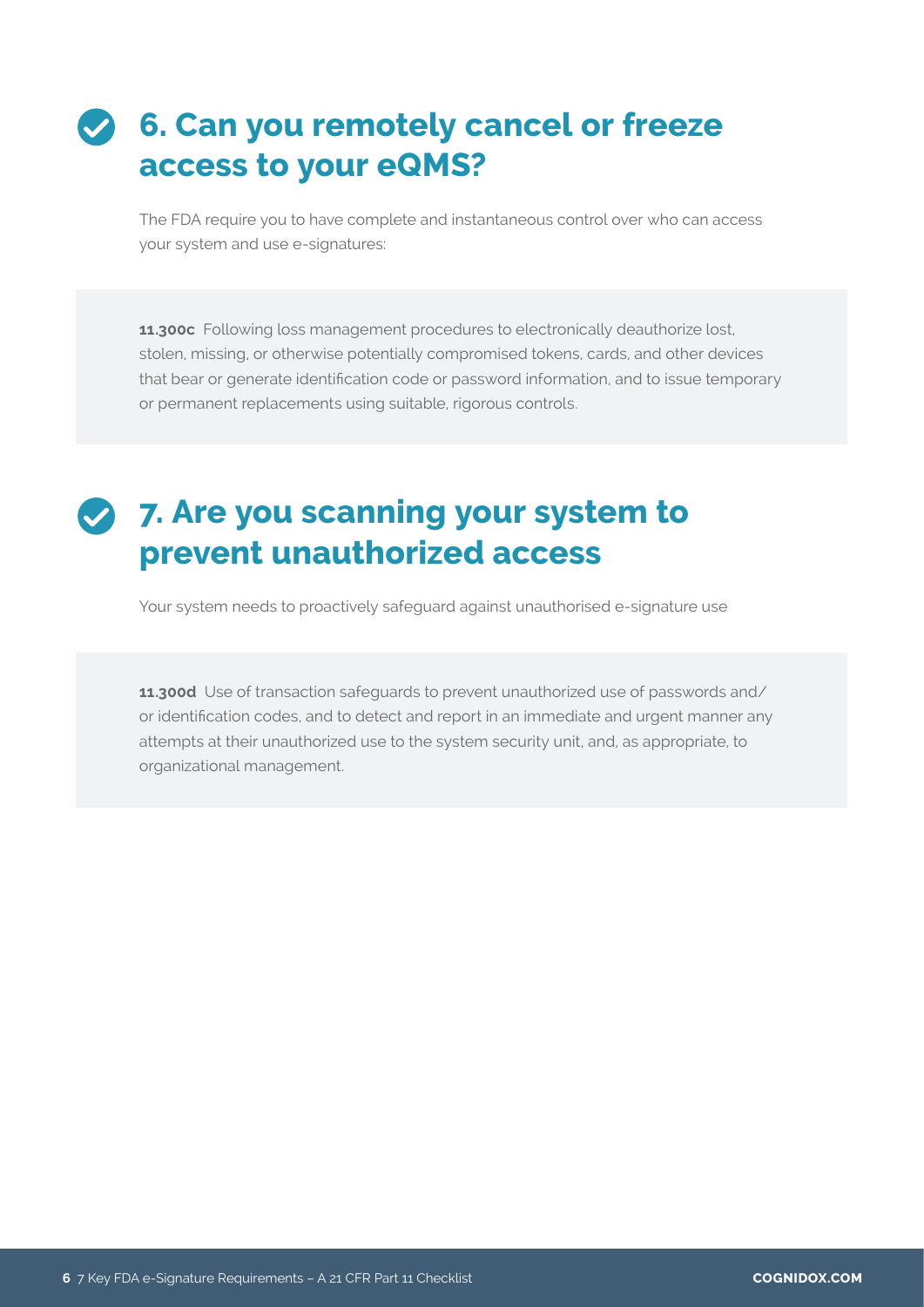## 6. Can you remotely cancel or freeze access to your eQMS?

The FDA require you to have complete and instantaneous control over who can access your system and use e-signatures:

**11.300c** Following loss management procedures to electronically deauthorize lost, stolen, missing, or otherwise potentially compromised tokens, cards, and other devices that bear or generate identification code or password information, and to issue temporary or permanent replacements using suitable, rigorous controls.

## 7. Are you scanning your system to prevent unauthorized access

Your system needs to proactively safeguard against unauthorised e-signature use

**11.300d** Use of transaction safeguards to prevent unauthorized use of passwords and/or identification codes, and to detect and report in an immediate and urgent manner any attempts at their unauthorized use to the system security unit, and, as appropriate, to organizational management.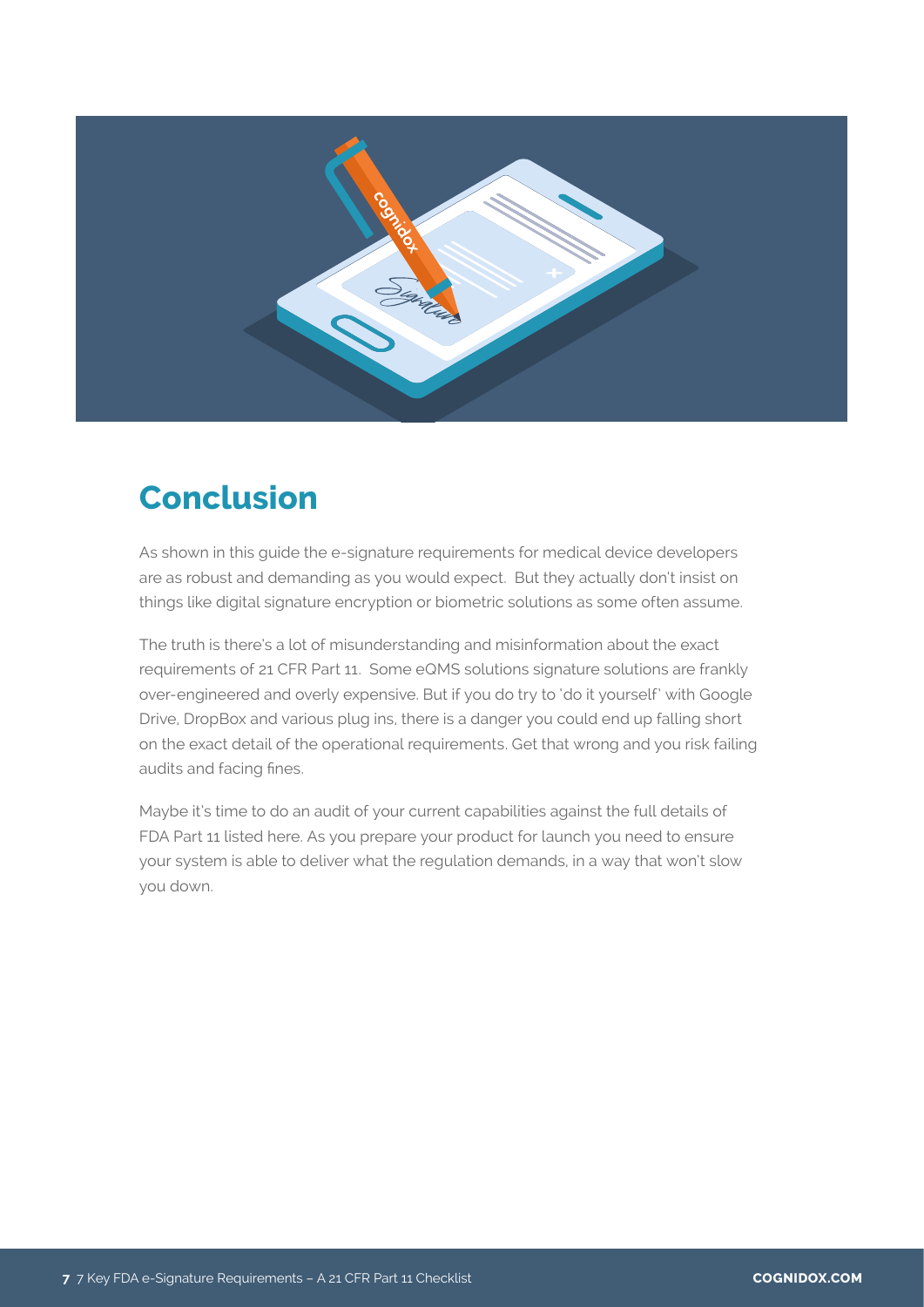## Conclusion

As shown in this guide the e-signature requirements for medical device developers are as robust and demanding as you would expect. But they actually don't insist on things like digital signature encryption or biometric solutions as some often assume.

The truth is there's a lot of misunderstanding and misinformation about the exact requirements of 21 CFR Part 11. Some eQMS solutions signature solutions are frankly over-engineered and overly expensive. But if you do try to 'do it yourself' with Google Drive, DropBox and various plug ins, there is a danger you could end up falling short on the exact detail of the operational requirements. Get that wrong and you risk failing audits and facing fines.

Maybe it's time to do an audit of your current capabilities against the full details of FDA Part 11 listed here. As you prepare your product for launch you need to ensure your system is able to deliver what the regulation demands, in a way that won't slow you down.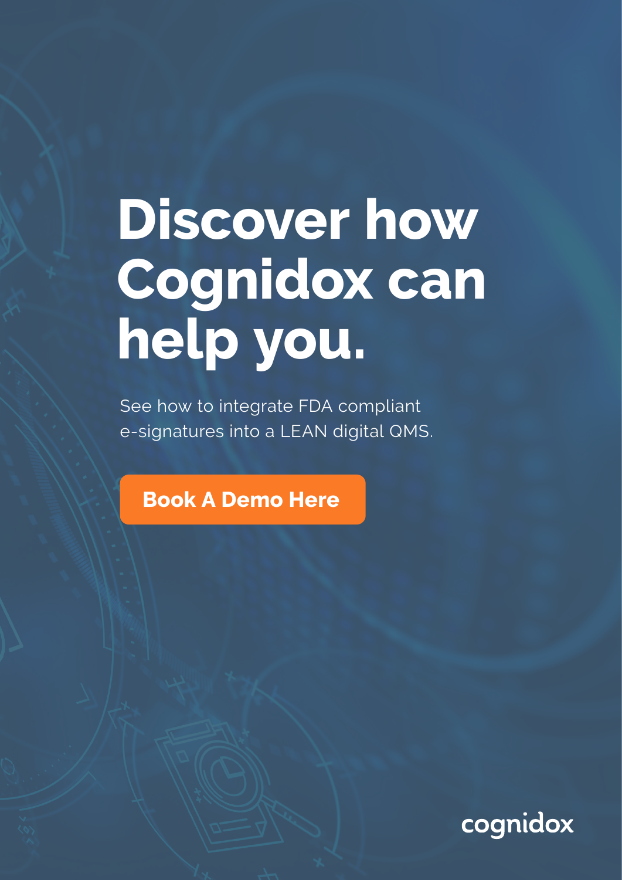# Discover how Cognidox can help you.

See how to integrate FDA compliant e-signatures into a LEAN digital QMS.

**Book A Demo Here**

cognidox